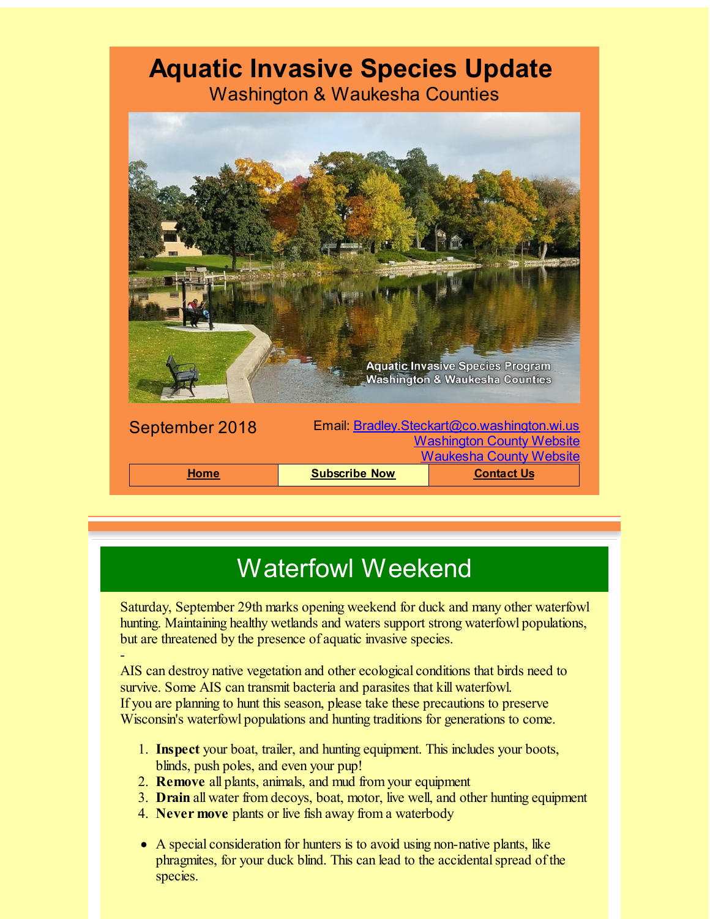# Aquatic Invasive Species Update

Washington & Waukesha Counties

September 2018

Email: Bradley.Steckart@co.washington.wi.us
Washington County Website
Waukesha County Website

| Home | Subscribe Now | Contact Us |
|---|---|---|

## Waterfowl Weekend

Saturday, September 29th marks opening weekend for duck and many other waterfowl hunting. Maintaining healthy wetlands and waters support strong waterfowl populations, but are threatened by the presence of aquatic invasive species.

-

AIS can destroy native vegetation and other ecological conditions that birds need to survive. Some AIS can transmit bacteria and parasites that kill waterfowl.
If you are planning to hunt this season, please take these precautions to preserve Wisconsin's waterfowl populations and hunting traditions for generations to come.

1. **Inspect** your boat, trailer, and hunting equipment. This includes your boots, blinds, push poles, and even your pup!
2. **Remove** all plants, animals, and mud from your equipment
3. **Drain** all water from decoys, boat, motor, live well, and other hunting equipment
4. **Never move** plants or live fish away from a waterbody

- A special consideration for hunters is to avoid using non-native plants, like phragmites, for your duck blind. This can lead to the accidental spread of the species.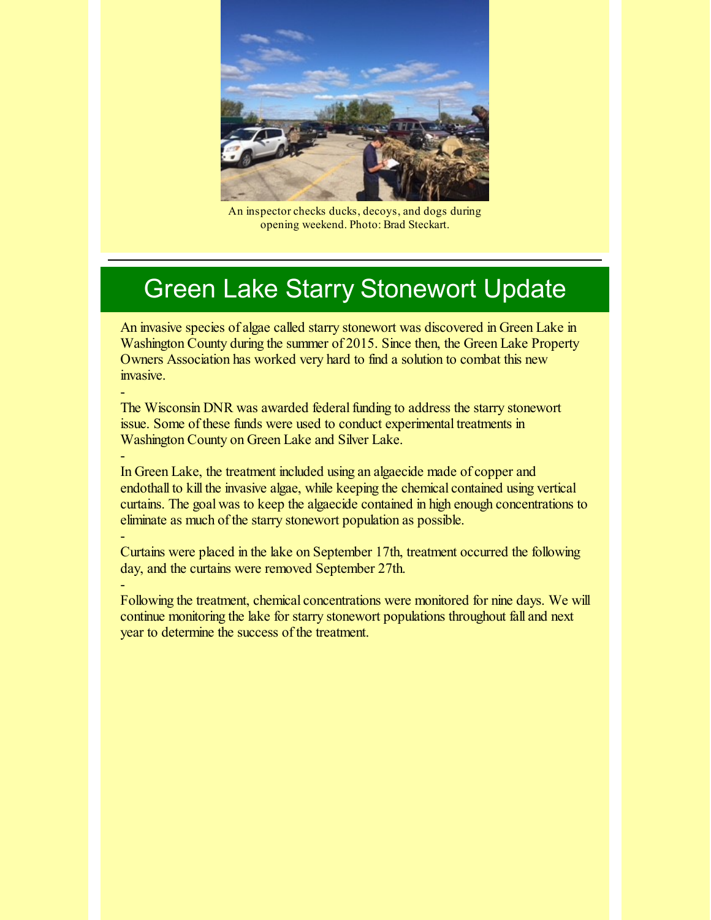An inspector checks ducks, decoys, and dogs during opening weekend. Photo: Brad Steckart.

---

## Green Lake Starry Stonewort Update

An invasive species of algae called starry stonewort was discovered in Green Lake in Washington County during the summer of 2015. Since then, the Green Lake Property Owners Association has worked very hard to find a solution to combat this new invasive.

-

The Wisconsin DNR was awarded federal funding to address the starry stonewort issue. Some of these funds were used to conduct experimental treatments in Washington County on Green Lake and Silver Lake.

-

In Green Lake, the treatment included using an algaecide made of copper and endothall to kill the invasive algae, while keeping the chemical contained using vertical curtains. The goal was to keep the algaecide contained in high enough concentrations to eliminate as much of the starry stonewort population as possible.

-

Curtains were placed in the lake on September 17th, treatment occurred the following day, and the curtains were removed September 27th.

-

Following the treatment, chemical concentrations were monitored for nine days. We will continue monitoring the lake for starry stonewort populations throughout fall and next year to determine the success of the treatment.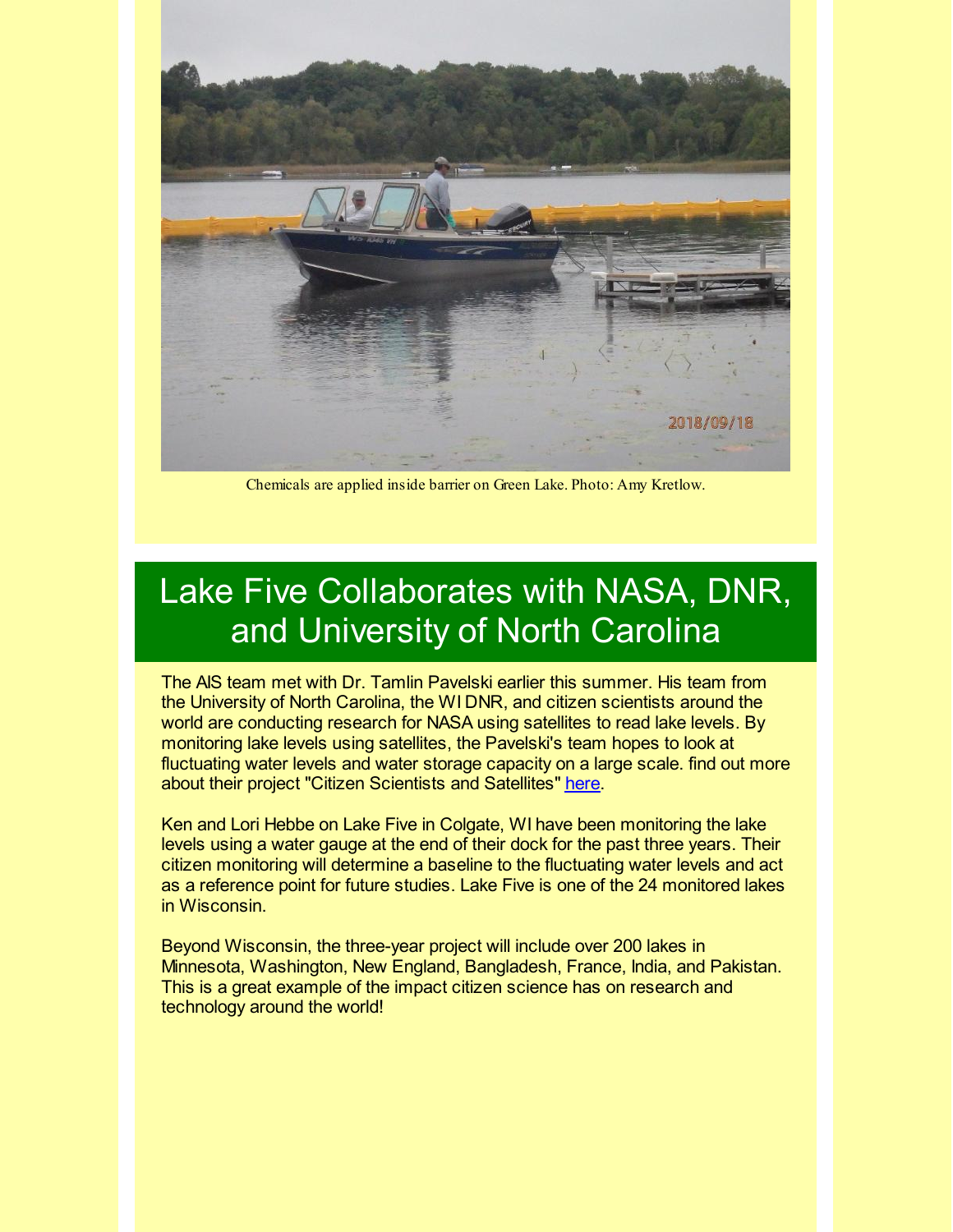Chemicals are applied inside barrier on Green Lake. Photo: Amy Kretlow.

# Lake Five Collaborates with NASA, DNR, and University of North Carolina

The AIS team met with Dr. Tamlin Pavelski earlier this summer. His team from the University of North Carolina, the WI DNR, and citizen scientists around the world are conducting research for NASA using satellites to read lake levels. By monitoring lake levels using satellites, the Pavelski's team hopes to look at fluctuating water levels and water storage capacity on a large scale. find out more about their project "Citizen Scientists and Satellites" here.

Ken and Lori Hebbe on Lake Five in Colgate, WI have been monitoring the lake levels using a water gauge at the end of their dock for the past three years. Their citizen monitoring will determine a baseline to the fluctuating water levels and act as a reference point for future studies. Lake Five is one of the 24 monitored lakes in Wisconsin.

Beyond Wisconsin, the three-year project will include over 200 lakes in Minnesota, Washington, New England, Bangladesh, France, India, and Pakistan. This is a great example of the impact citizen science has on research and technology around the world!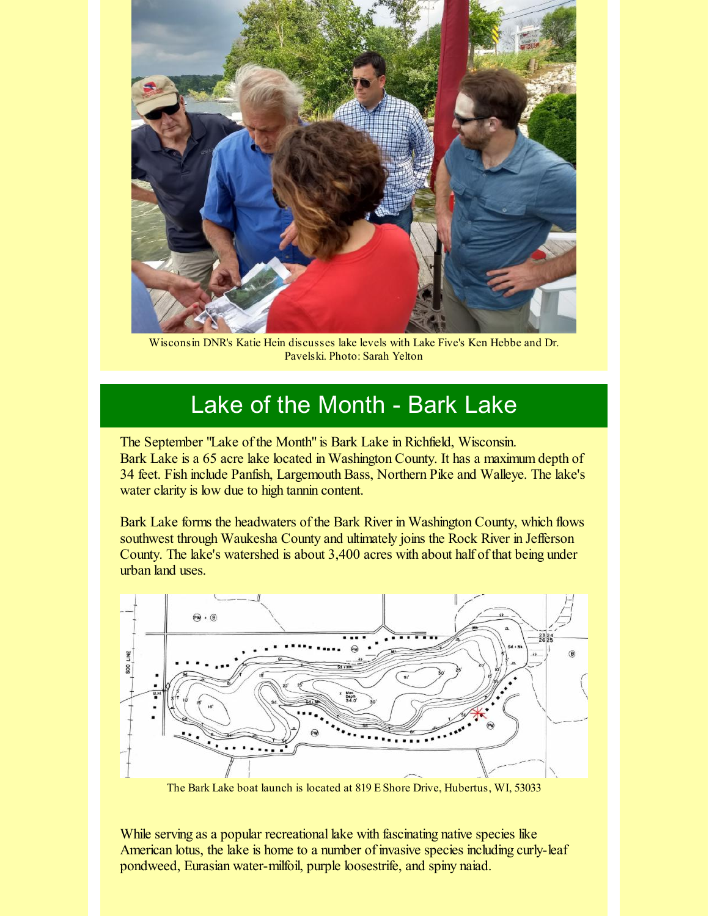Wisconsin DNR's Katie Hein discusses lake levels with Lake Five's Ken Hebbe and Dr. Pavelski. Photo: Sarah Yelton

## Lake of the Month - Bark Lake

The September "Lake of the Month" is Bark Lake in Richfield, Wisconsin.
Bark Lake is a 65 acre lake located in Washington County. It has a maximum depth of 34 feet. Fish include Panfish, Largemouth Bass, Northern Pike and Walleye. The lake's water clarity is low due to high tannin content.

Bark Lake forms the headwaters of the Bark River in Washington County, which flows southwest through Waukesha County and ultimately joins the Rock River in Jefferson County. The lake's watershed is about 3,400 acres with about half of that being under urban land uses.

The Bark Lake boat launch is located at 819 E Shore Drive, Hubertus, WI, 53033

While serving as a popular recreational lake with fascinating native species like American lotus, the lake is home to a number of invasive species including curly-leaf pondweed, Eurasian water-milfoil, purple loosestrife, and spiny naiad.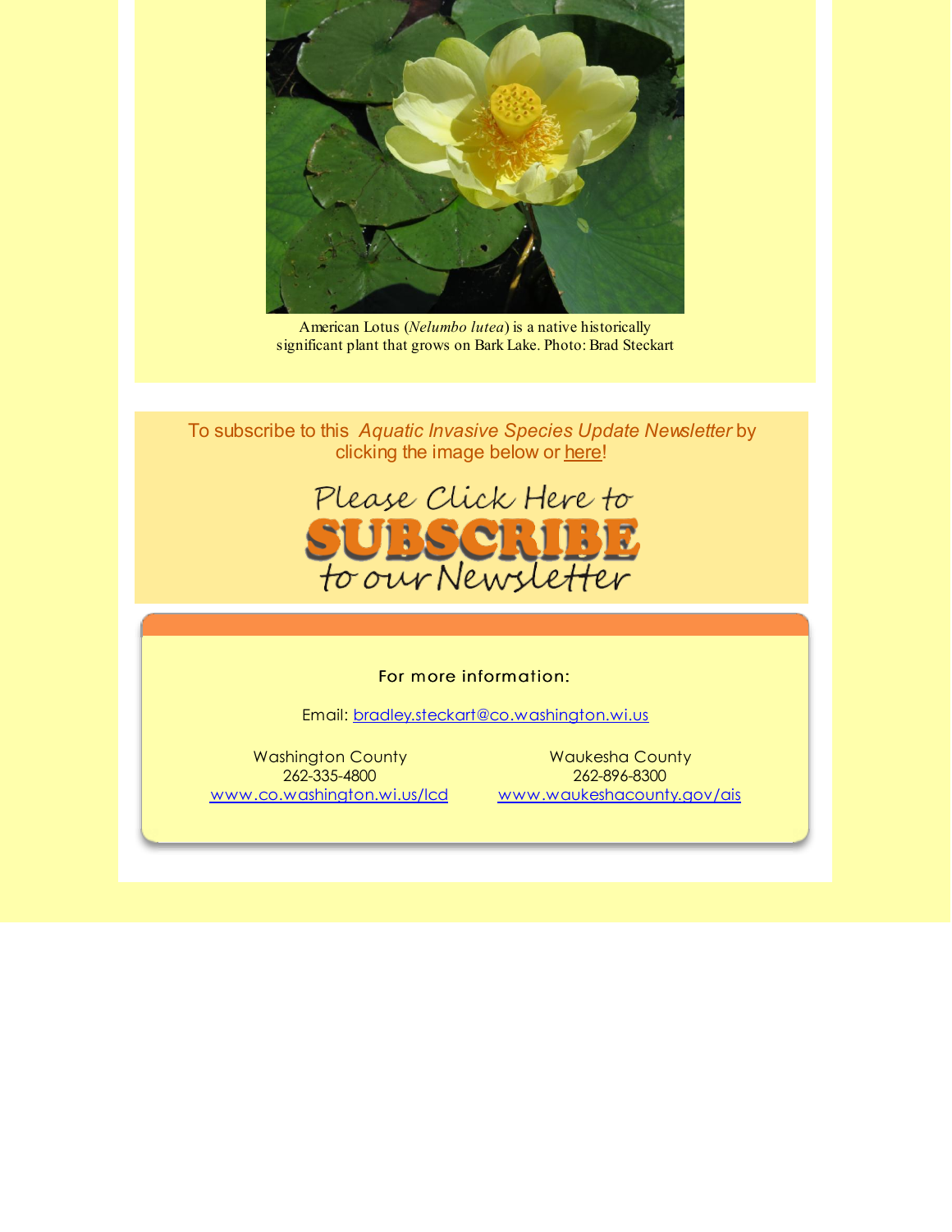American Lotus (*Nelumbo lutea*) is a native historically significant plant that grows on Bark Lake. Photo: Brad Steckart

To subscribe to this *Aquatic Invasive Species Update Newsletter* by clicking the image below or here!

Please Click Here to SUBSCRIBE to our Newsletter

For more information:

Email: bradley.steckart@co.washington.wi.us

Washington County
262-335-4800
www.co.washington.wi.us/lcd

Waukesha County
262-896-8300
www.waukeshacounty.gov/ais